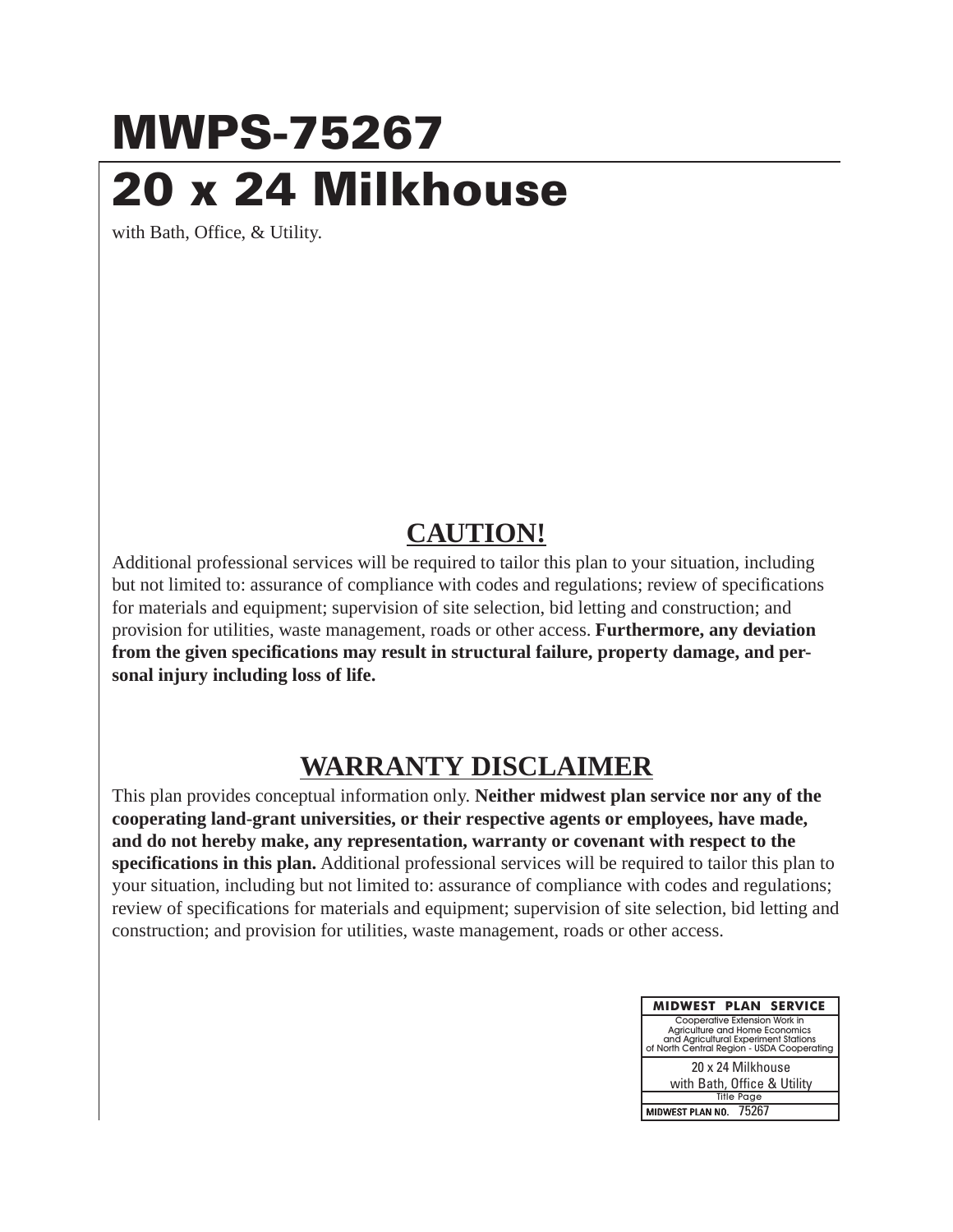# MWPS-75267

# 20 x 24 Milkhouse

with Bath, Office, & Utility.

## CAUTION!

Additional professional services will be required to tailor this plan to your situation, including but not limited to: assurance of compliance with codes and regulations; review of specifications for materials and equipment; supervision of site selection, bid letting and construction; and provision for utilities, waste management, roads or other access. **Furthermore, any deviation from the given specifications may result in structural failure, property damage, and personal injury including loss of life.**

## WARRANTY DISCLAIMER

This plan provides conceptual information only. **Neither midwest plan service nor any of the cooperating land-grant universities, or their respective agents or employees, have made, and do not hereby make, any representation, warranty or covenant with respect to the specifications in this plan.** Additional professional services will be required to tailor this plan to your situation, including but not limited to: assurance of compliance with codes and regulations; review of specifications for materials and equipment; supervision of site selection, bid letting and construction; and provision for utilities, waste management, roads or other access.

| MIDWEST PLAN SERVICE |
|---|
| Cooperative Extension Work in Agriculture and Home Economics and Agricultural Experiment Stations of North Central Region - USDA Cooperating |
| 20 x 24 Milkhouse with Bath, Office & Utility |
| Title Page |
| MIDWEST PLAN NO. 75267 |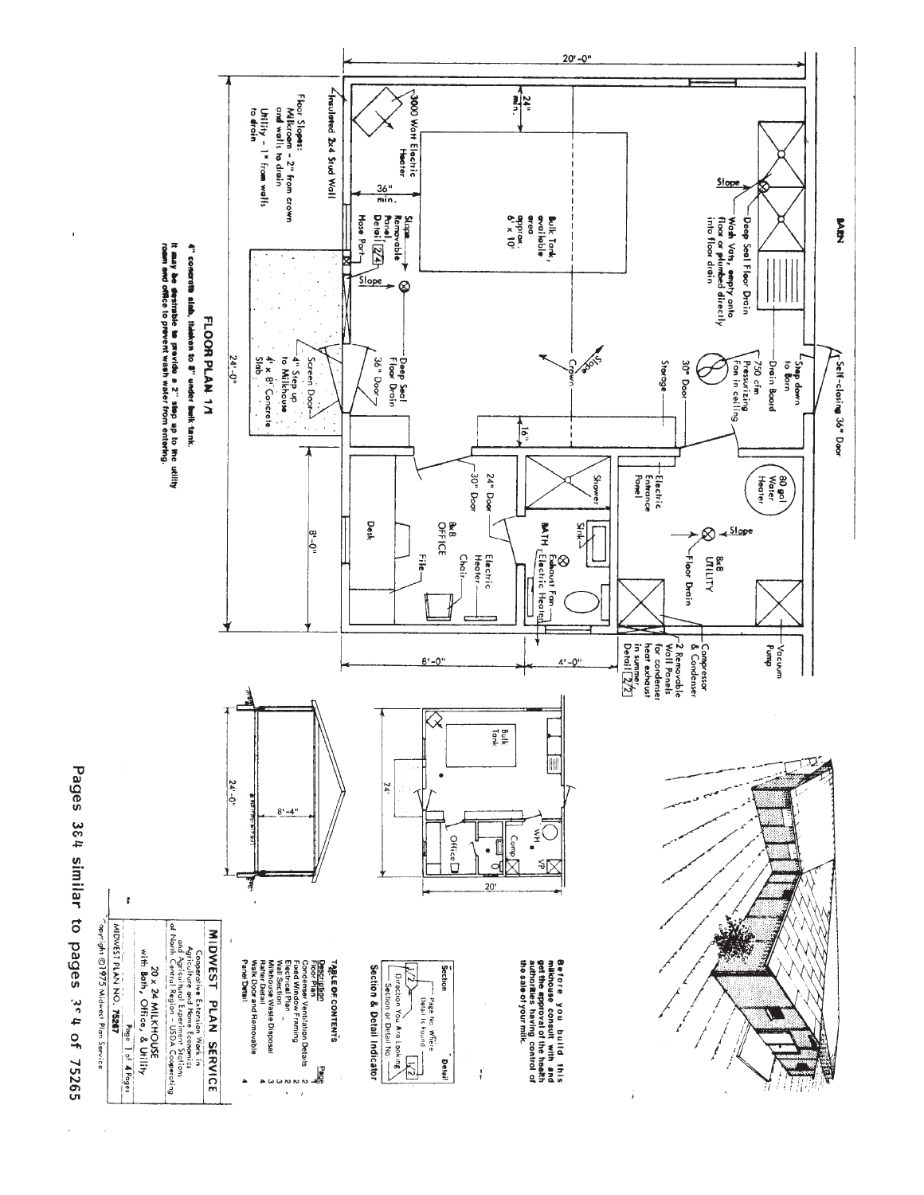# FLOOR PLAN 1/1

4" concrete slab, thicken to 8" under bulk tank.

It may be desirable to provide a 2" step up to the utility room and office to prevent wash water from entering.

BARN

- Insulated 2x4 Stud Wall
- 3000 Watt Electric Heater
- 24" min.
- 36" min.
- Floor Slopes: Milkroom – 2" from crown and walls to drain. Utility – 1" from walls to drain
- Slope
- Deep Seal Floor Drain
- Wash Vats, empty onto floor or plumbed directly into floor drain
- Drain Board
- Step down to Barn
- Self-closing 36" Door
- 750 cfm Pressurizing Fan in ceiling
- Storage
- 30" Door
- Bulk Tank, available area approx. 6' x 10'
- Crown
- Slope
- Removable Panel, Detail 2/4
- Hose Port
- Deep Seal Floor Drain
- 36" Door
- Screen Door
- 4" Step up to Milkhouse
- 4' x 8' Concrete Slab
- 16"
- Electric Entrance Panel
- 80 gal Water Heater
- Floor Drain
- 8x8 UTILITY
- Vacuum Pump
- Compressor & Condenser
- 2 Removable Wall Panels for condenser heat exhaust in summer, Detail 2/2
- Shower
- Sink
- BATH
- Exhaust Fan
- Electric Heater
- 24" Door
- 30" Door
- 8x8 OFFICE
- Electric Heater
- Chair
- Desk
- File
- 20'-0"
- 24'-0"
- 8'-0"
- 8'-0"
- 4'-0"
- Bulk Tank
- WH
- Comp
- VP
- Office
- 24'
- 20'
- 8'-4"

Before you build this milkhouse consult with and get the approval of the health authorities having control of the sale of your milk.

## Section & Detail Indicator

Section — Page No. where Detail is Found — Direction You Are Looking — Section or Detail No. — Detail

## TABLE OF CONTENTS

| Description | Page |
|---|---|
| Floor Plan | 1 |
| Condenser Ventilation Details | 2 |
| Fixed Window Framing | 2 |
| Electrical Plan | 2 |
| Wall Section | 3 |
| Milkhouse Waste Disposal | 3 |
| Rafter Detail | 3 |
| Walk Door and Removable Panel Detail | 4 |

**MIDWEST PLAN SERVICE**

Cooperative Extension Work in Agriculture and Home Economics and Agricultural Experiment Station of North Central Region - USDA Cooperating

20 x 24 MILKHOUSE with Bath, Office, & Utility

MIDWEST PLAN NO. 75267 — Page 1 of 4 Pages

Copyright ©1975 Midwest Plan Service

Pages 3&4 similar to pages 3&4 of 75265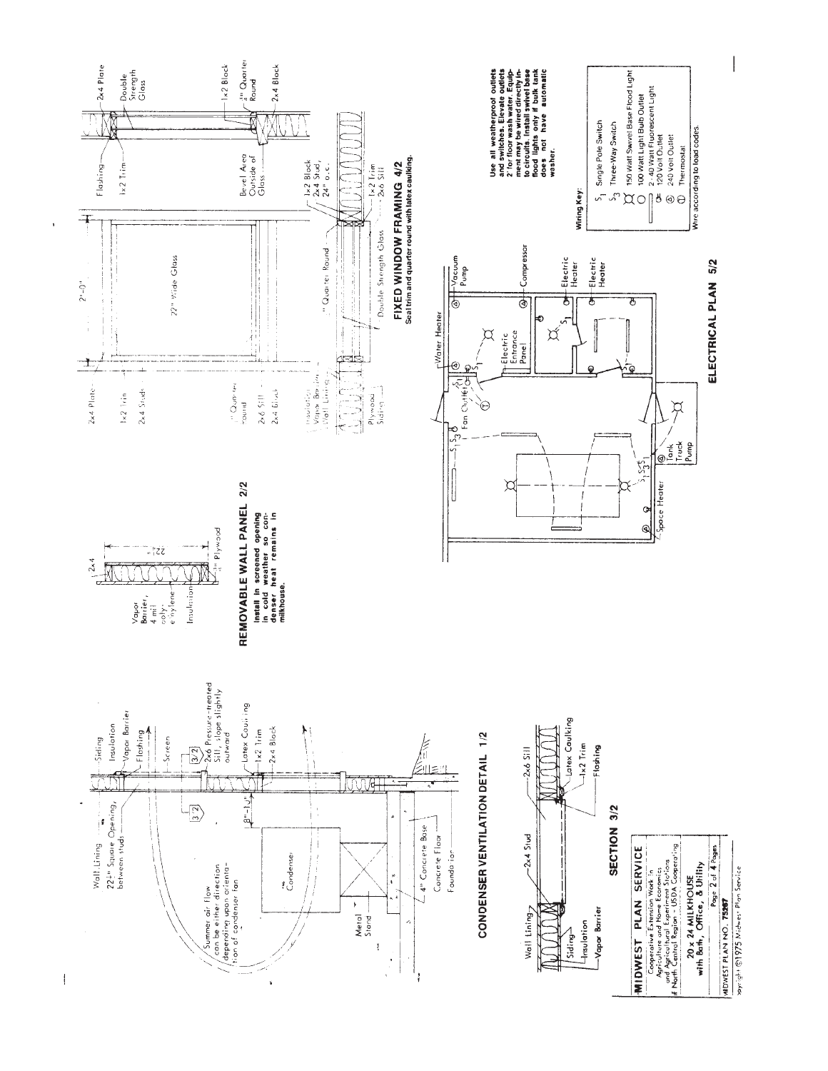## CONDENSER VENTILATION DETAIL 1/2

Wall Lining
22½" Square Opening, between studs
Siding
Insulation
Vapor Barrier
Flashing
Screen
3/2
2x6 Pressure-treated Sill, slope slightly outward
Latex Caulking
1x2 Trim
2x4 Block
8'-10"
Summer air flow can be either direction depending upon orientation of condenser fan
Condenser
Metal Stand
4" Concrete Base
Concrete Floor
Foundation

## SECTION 3/2

Wall Lining
2x4 Stud
2x6 Sill
Siding
Insulation
Vapor Barrier
Latex Caulking
1x2 Trim
Flashing

## REMOVABLE WALL PANEL 2/2

**Install in screened opening in cold weather so condenser heat remains in milkhouse.**

2x4
22½"
Vapor Barrier, 4 mil polyethylene
Insulation
¼" Plywood

## FIXED WINDOW FRAMING 4/2

**Seal trim and quarter round with latex caulking.**

2'-0"
22" Wide Glass
2x4 Plate
1x2 Trim
2x4 Studs
¾" Quarter Round
2x6 Sill
2x4 Block
Insulation
Vapor Barrier
Wall Lining
Plywood Siding
¾" Quarter Round
Double Strength Glass
Flashing
1x2 Trim
Bevel Area Outside of Glass
2x4 Plate
Double Strength Glass
1x2 Block
¾" Quarter Round
2x4 Block
1x2 Block
2x4 Stud, 24" o.c.
1x2 Trim
2x6 Sill

## ELECTRICAL PLAN 5/2

Water Heater
Vacuum Pump
Compressor
Electric Entrance Panel
Fan Outlet
Electric Heater
Electric Heater
Space Heater
Tank Truck Pump

**Use all weatherproof outlets and switches. Elevate outlets 2' for floor wash water. Equipment may be wired directly into circuits. Install swivel base flood lights only if bulk tank does not have automatic washer.**

**Wiring Key:**

- $S_1$ Single Pole Switch
- $S_3$ Three-Way Switch
- 150 Watt Swivel Base Flood Light
- 100 Watt Light Bulb Outlet
- 2-40 Watt Fluorescent Light
- 120 Volt Outlet
- 240 Volt Outlet
- Thermostat

Wire according to load codes.

**MIDWEST PLAN SERVICE**
Cooperative Extension Work in Agriculture and Home Economics and Agricultural Experiment Stations of North Central Region - USDA Cooperating

**20 x 24 MILKHOUSE with Bath, Office, & Utility**

MIDWEST PLAN NO. 75267

Copyright ©1975 Midwest Plan Service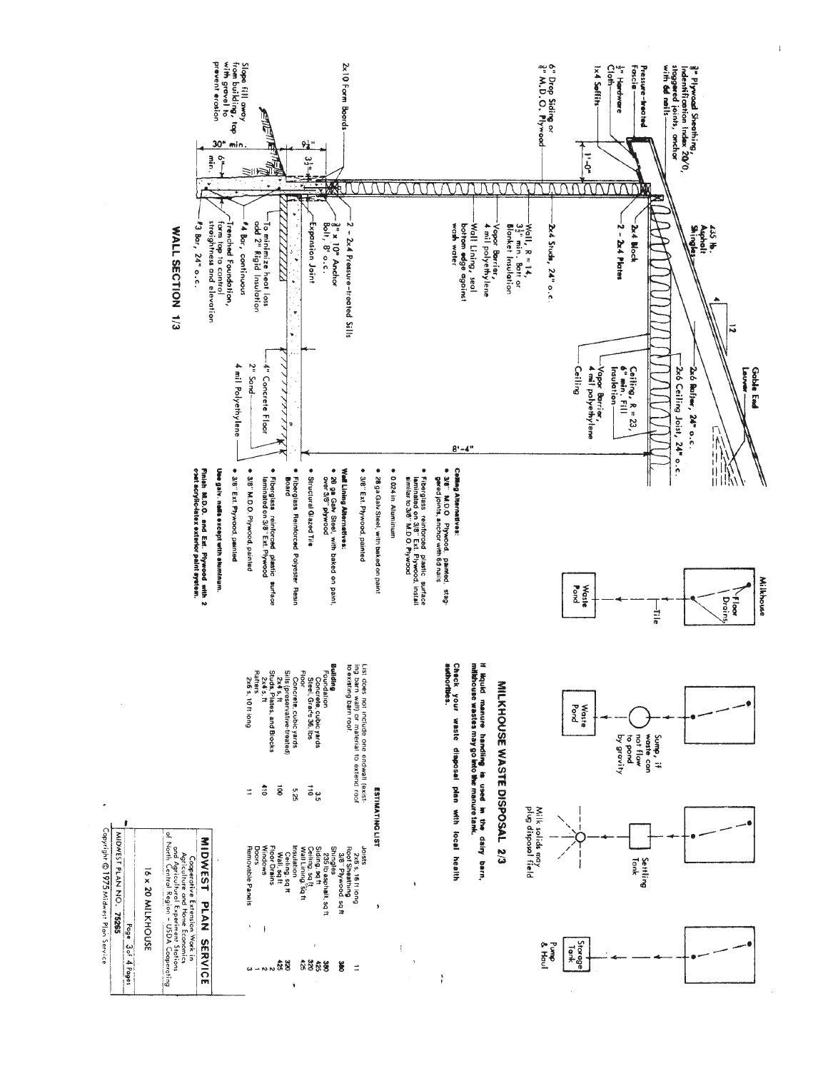## WALL SECTION 1/3

3/8" Plywood Sheathing, Identification Index 20/0, staggered joints, anchor with 6d nails

Pressure-treated Fascia

1/2" Hardware Cloth

1x4 Soffits

6" Drop Siding or 3/8" M.D.O. Plywood

2x10 Form Boards

Slope fill away from building, top with gravel to prevent erosion

30" min.

6" min.

9 1/2"

3 1/2"

1'-0"

235 lb. Asphalt Shingles

2x4 Block

2 - 2x4 Plates

2x4 Studs, 24" o.c.

Wall, R = 14, 3 1/2" min. Batt or Blanket Insulation

Vapor Barrier, 4 mil polyethylene

Wall Lining, seal bottom edge against wash water

2 - 2x4 Pressure-treated Sills

5/8" x 10" Anchor Bolt, 8' o.c.

Expansion Joint

To minimize heat loss add 2" Rigid Insulation

#4 Bar, continuous

Trenched Foundation, form top to control straightness and elevation

#3 Bar, 24" o.c.

4" Concrete Floor

2" Sand

4 mil Polyethylene

Gable End Louver

2x6 Rafter, 24" o.c.

2x6 Ceiling Joist, 24" o.c.

Ceiling, R = 23, 6" min. Fill Insulation

Vapor Barrier, 4 mil polyethylene

Ceiling

4 / 12

8'-4"

**Ceiling Alternatives:**

- 3/8" M.D.O. Plywood, painted, staggered joints, anchor with 6d nails
- Fiberglass reinforced plastic surface laminated on 3/8" Ext. Plywood, install similar to 3/8" M.D.O. Plywood
- 0.024 in Aluminum
- 28 ga Galv Steel, with baked on paint
- 3/8" Ext. Plywood, painted

**Wall Lining Alternatives:**

- 28 ga Galv Steel, with baked on paint, over 3/8" plywood
- Structural Glazed Tile
- Fiberglass Reinforced Polyester Resin Board
- Fiberglass reinforced plastic surface laminated on 3/8" Ext. Plywood
- 3/8" M.D.O. Plywood, painted
- 3/8" Ext. Plywood, painted

**Use galv. nails except with aluminum.**

**Finish M.D.O. and Ext. Plywood with 2 coat acrylic-latex exterior paint system.**

## MILKHOUSE WASTE DISPOSAL 2/3

Milkhouse — Floor Drains — Tile — Waste Pond

Sump, if waste can not flow to pond by gravity — Waste Pond

Settling Tank — Milk solids may plug disposal field

Storage Tank — Pump & Haul

**If liquid manure handling is used in the dairy barn, milkhouse wastes may go into the manure tank.**

**Check your waste disposal plan with local health authorities.**

## ESTIMATING LIST

List does not include one endwall (existing barn wall) or material to extend roof to existing barn roof.

| Item | Quantity |
| --- | --- |
| **Building** | |
| Foundation | |
| Concrete, cubic yards | 3.5 |
| Steel, Grade 36, lbs | 110 |
| Floor | |
| Concrete, cubic yards | 5.25 |
| Sills (preservative-treated) | |
| 2x4 s, ft | 100 |
| Studs, Plates, and Blocks | |
| 2x4 s, ft | 410 |
| Rafters | |
| 2x6 s, 10 ft long | 11 |
| Joists | |
| 2x6 s, 16 ft long | 11 |
| Roof Sheathing | |
| 3/8" Plywood, sq ft | 390 |
| Shingles | |
| 235 lb asphalt, sq ft | 390 |
| Siding, sq ft | 425 |
| Ceiling, sq ft | 320 |
| Wall Lining, sq ft | 425 |
| Insulation | |
| Ceiling, sq ft | 320 |
| Wall, sq ft | 425 |
| Floor Drains | 2 |
| Windows | 1 |
| Doors | 2 |
| Removable Panels | 3 |

**MIDWEST PLAN SERVICE**

Cooperative Extension Work in Agriculture and Home Economics and Agricultural Experiment Stations of North Central Region - USDA Cooperating

16 x 20 MILKHOUSE

MIDWEST PLAN NO. 75265 — Page 3 of 4 Pages

Copyright © 1975 Midwest Plan Service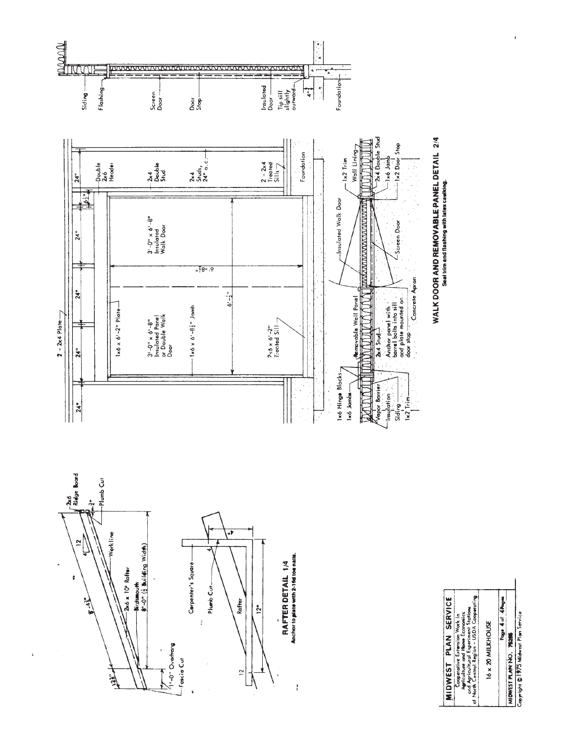2x6 Ridge Board

Plumb Cut

3/4"

12

4

Workline

2x6 x 10' Rafter

Birdsmouth

8'-0" (1/2 Building Width)

8'-4 3/8"

1'-0" Overhang

12 1/2"

Fascia Cut

Carpenter's Square

Plumb Cut

Rafter

4

12

12"

4"

**RAFTER DETAIL 1/4**

**Anchor to plate with 2-16d toe nails.**

2 - 2x4 Plate

24" | 24" | 24" | 24" | 24" | 24"

1 1/2"

Double 2x6 Header

2x4 Double Stud

2x4 Studs, 24" o.c.

2 - 2x4 Treated Sills

Foundation

1x6 x 6'-2" Plate

3'-0" x 6'-8" Insulated Panel or Double Walk Door

3'-0" x 6'-8" Insulated Walk Door

1x6 x 6'-8 1/2" Jamb

6'-8 1/2"

6'-2"

2x6 x 6'-2" Treated Sill

1x6 Hinge Blocks

1x6 Jambs

Removable Wall Panel

Insulated Walk Door

1x2 Trim

Wall Lining

2x4 Double Stud

1x6 Jamb

1x2 Door Stop

Vapor Barrier

Insulation

Siding

1x2 Trim

2x4 Stud

Anchor panel with barrel bolts into sill and plate mounted on door stop

Screen Door

Concrete Apron

Siding

Flashing

Screen Door

Door Stop

Insulated Door

Tip sill slightly outward

4"

Foundation

**WALK DOOR AND REMOVABLE PANEL DETAIL 2/4**

**Seal trim and flashing with latex caulking.**

**MIDWEST PLAN SERVICE**

Cooperative Extension Work in Agriculture and Home Economics and Agricultural Experiment Stations of North Central Region - USDA Cooperating

16 x 20 MILKHOUSE

Page 4 of 4 Pages

MIDWEST PLAN NO. 73265

Copyright © 1975 Midwest Plan Service